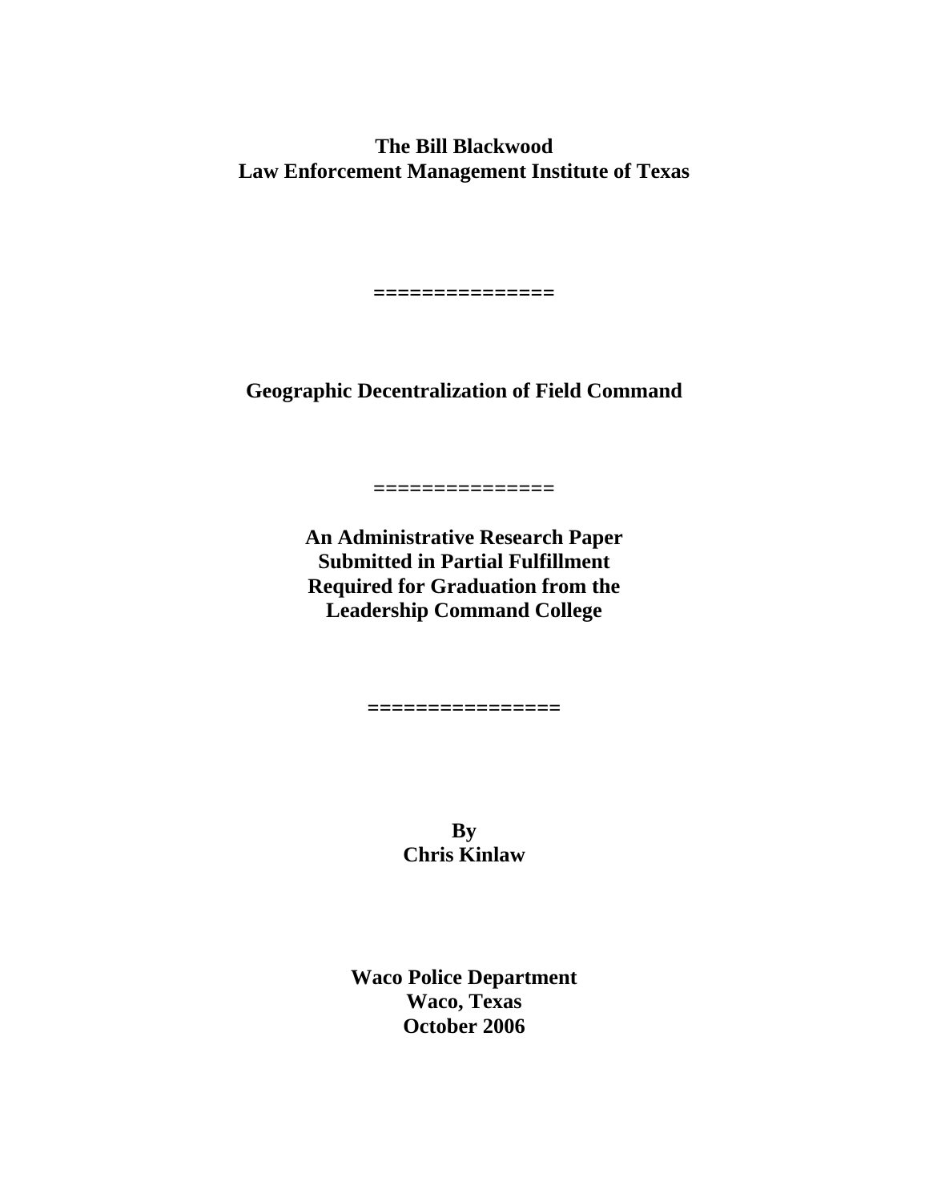**The Bill Blackwood**
**Law Enforcement Management Institute of Texas**

===============

# Geographic Decentralization of Field Command

===============

**An Administrative Research Paper**
**Submitted in Partial Fulfillment**
**Required for Graduation from the**
**Leadership Command College**

================

**By**
**Chris Kinlaw**

**Waco Police Department**
**Waco, Texas**
**October 2006**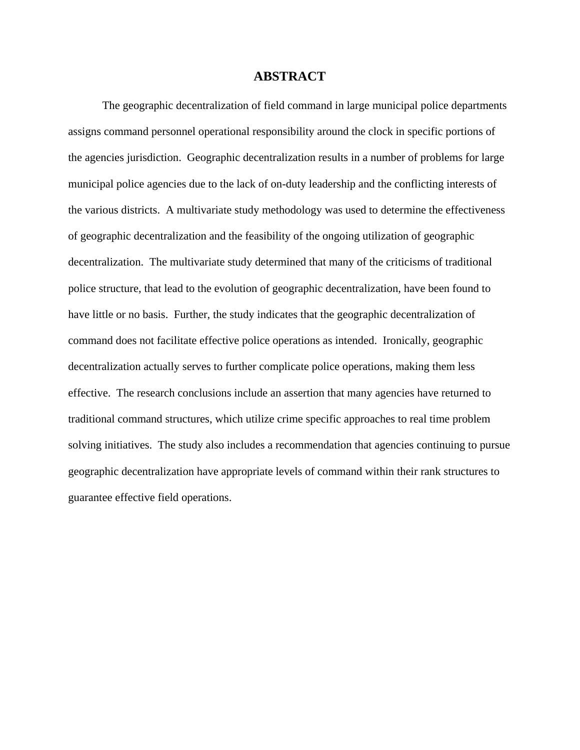# ABSTRACT

The geographic decentralization of field command in large municipal police departments assigns command personnel operational responsibility around the clock in specific portions of the agencies jurisdiction. Geographic decentralization results in a number of problems for large municipal police agencies due to the lack of on-duty leadership and the conflicting interests of the various districts. A multivariate study methodology was used to determine the effectiveness of geographic decentralization and the feasibility of the ongoing utilization of geographic decentralization. The multivariate study determined that many of the criticisms of traditional police structure, that lead to the evolution of geographic decentralization, have been found to have little or no basis. Further, the study indicates that the geographic decentralization of command does not facilitate effective police operations as intended. Ironically, geographic decentralization actually serves to further complicate police operations, making them less effective. The research conclusions include an assertion that many agencies have returned to traditional command structures, which utilize crime specific approaches to real time problem solving initiatives. The study also includes a recommendation that agencies continuing to pursue geographic decentralization have appropriate levels of command within their rank structures to guarantee effective field operations.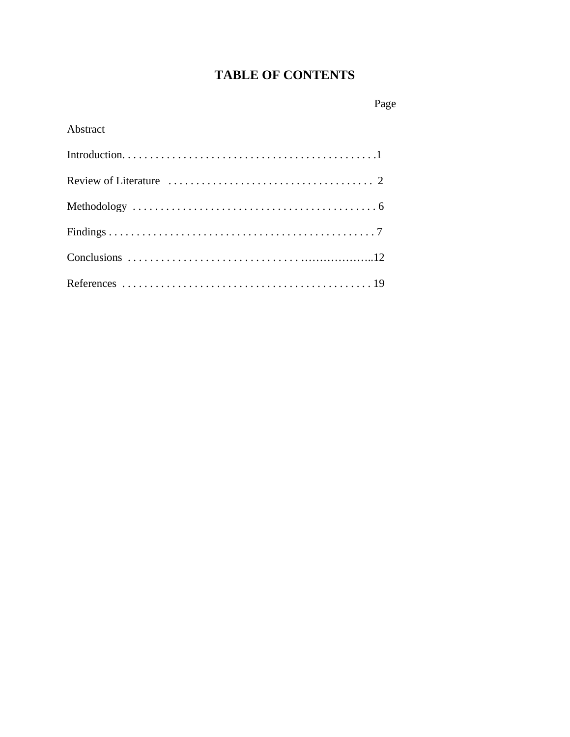# TABLE OF CONTENTS

| | Page |
|---|---|
| Abstract | |
| Introduction | 1 |
| Review of Literature | 2 |
| Methodology | 6 |
| Findings | 7 |
| Conclusions | 12 |
| References | 19 |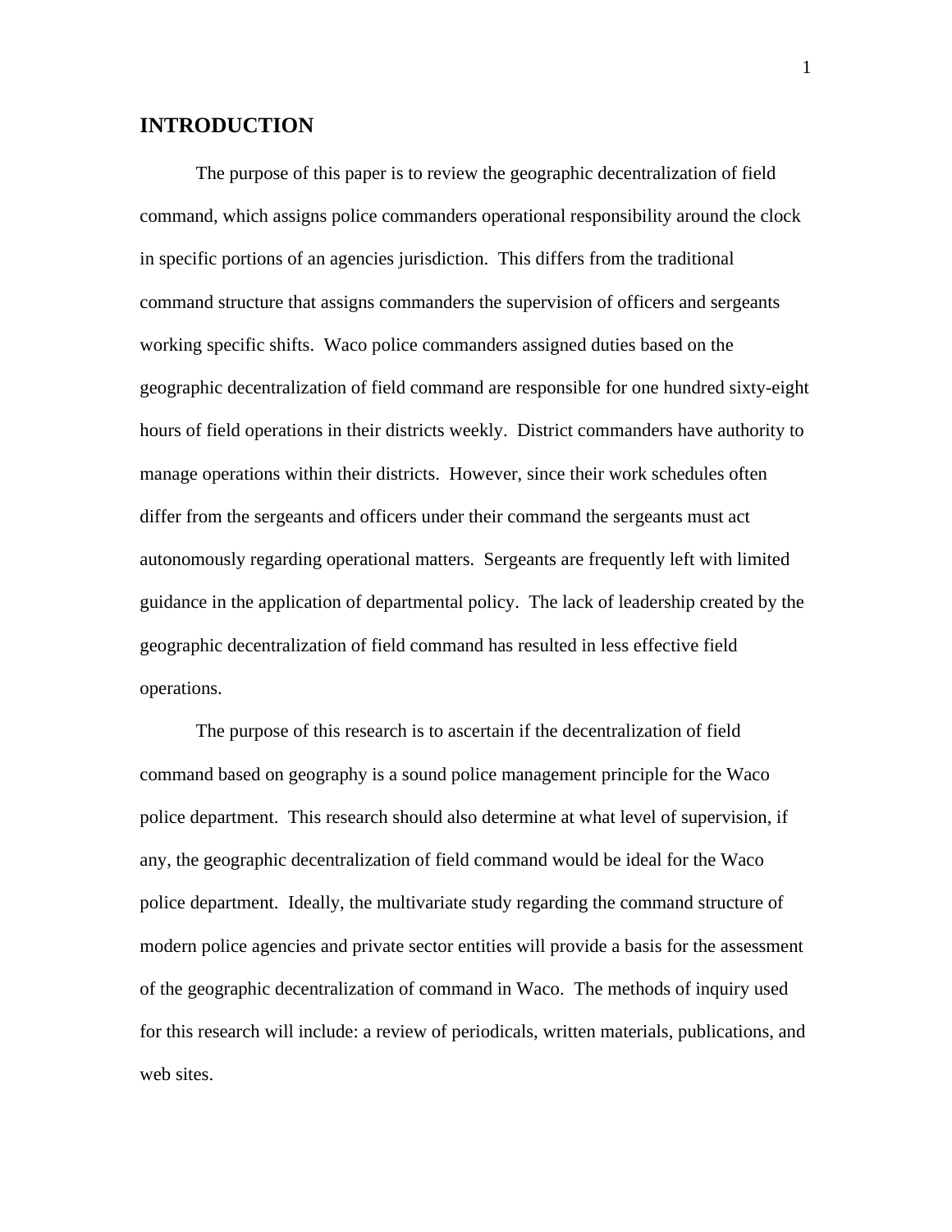## INTRODUCTION

The purpose of this paper is to review the geographic decentralization of field command, which assigns police commanders operational responsibility around the clock in specific portions of an agencies jurisdiction. This differs from the traditional command structure that assigns commanders the supervision of officers and sergeants working specific shifts. Waco police commanders assigned duties based on the geographic decentralization of field command are responsible for one hundred sixty-eight hours of field operations in their districts weekly. District commanders have authority to manage operations within their districts. However, since their work schedules often differ from the sergeants and officers under their command the sergeants must act autonomously regarding operational matters. Sergeants are frequently left with limited guidance in the application of departmental policy. The lack of leadership created by the geographic decentralization of field command has resulted in less effective field operations.

The purpose of this research is to ascertain if the decentralization of field command based on geography is a sound police management principle for the Waco police department. This research should also determine at what level of supervision, if any, the geographic decentralization of field command would be ideal for the Waco police department. Ideally, the multivariate study regarding the command structure of modern police agencies and private sector entities will provide a basis for the assessment of the geographic decentralization of command in Waco. The methods of inquiry used for this research will include: a review of periodicals, written materials, publications, and web sites.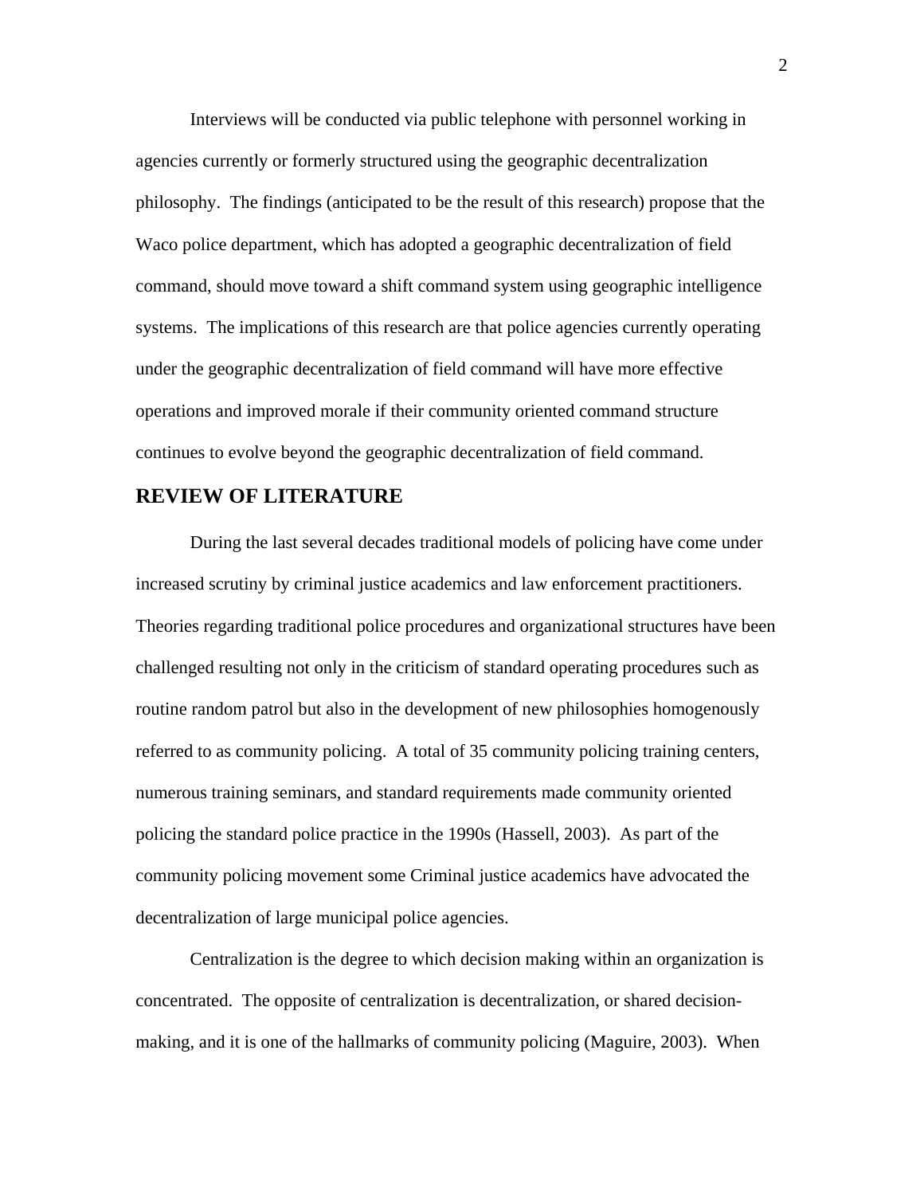Interviews will be conducted via public telephone with personnel working in agencies currently or formerly structured using the geographic decentralization philosophy. The findings (anticipated to be the result of this research) propose that the Waco police department, which has adopted a geographic decentralization of field command, should move toward a shift command system using geographic intelligence systems. The implications of this research are that police agencies currently operating under the geographic decentralization of field command will have more effective operations and improved morale if their community oriented command structure continues to evolve beyond the geographic decentralization of field command.

## REVIEW OF LITERATURE

During the last several decades traditional models of policing have come under increased scrutiny by criminal justice academics and law enforcement practitioners. Theories regarding traditional police procedures and organizational structures have been challenged resulting not only in the criticism of standard operating procedures such as routine random patrol but also in the development of new philosophies homogenously referred to as community policing. A total of 35 community policing training centers, numerous training seminars, and standard requirements made community oriented policing the standard police practice in the 1990s (Hassell, 2003). As part of the community policing movement some Criminal justice academics have advocated the decentralization of large municipal police agencies.

Centralization is the degree to which decision making within an organization is concentrated. The opposite of centralization is decentralization, or shared decision-making, and it is one of the hallmarks of community policing (Maguire, 2003). When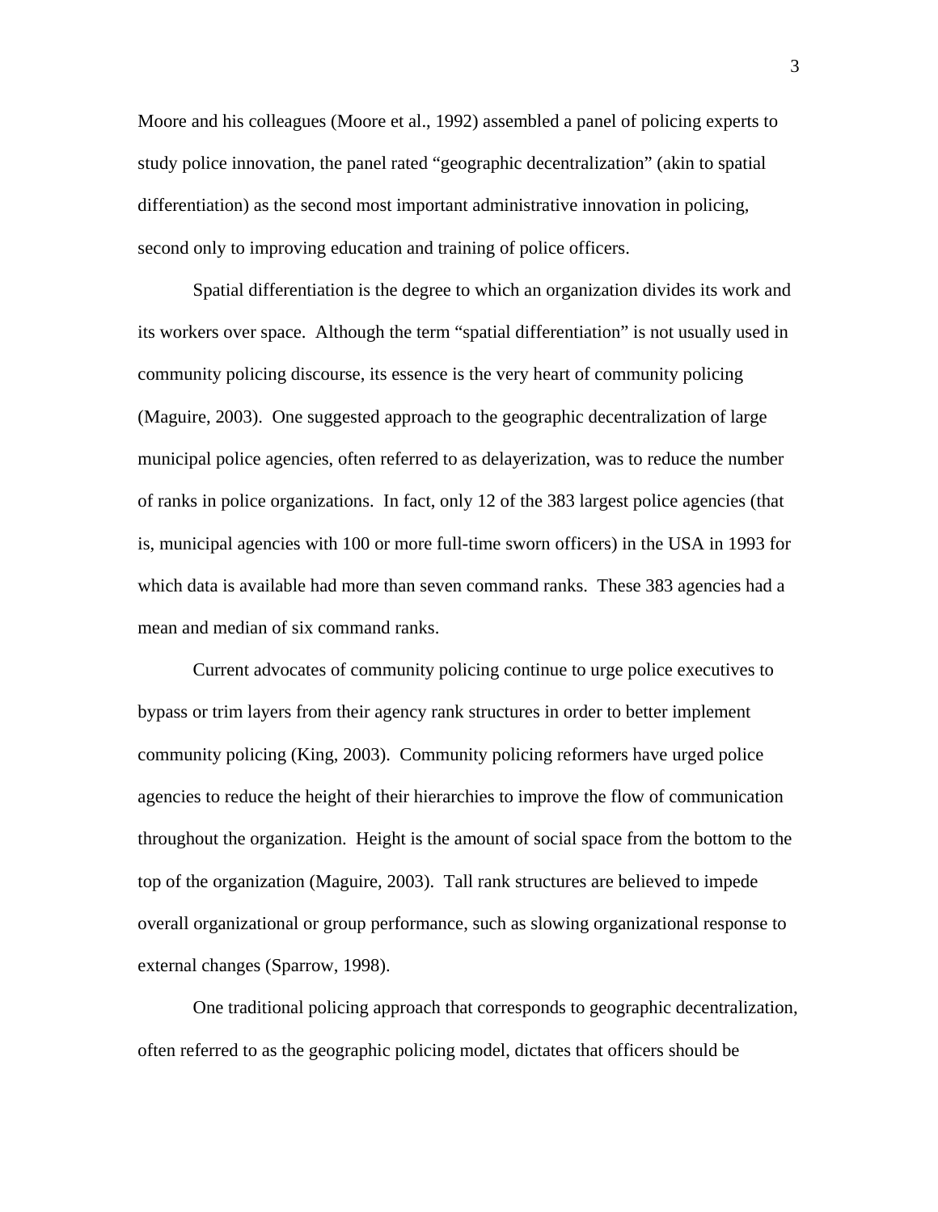Moore and his colleagues (Moore et al., 1992) assembled a panel of policing experts to study police innovation, the panel rated "geographic decentralization" (akin to spatial differentiation) as the second most important administrative innovation in policing, second only to improving education and training of police officers.

Spatial differentiation is the degree to which an organization divides its work and its workers over space. Although the term "spatial differentiation" is not usually used in community policing discourse, its essence is the very heart of community policing (Maguire, 2003). One suggested approach to the geographic decentralization of large municipal police agencies, often referred to as delayerization, was to reduce the number of ranks in police organizations. In fact, only 12 of the 383 largest police agencies (that is, municipal agencies with 100 or more full-time sworn officers) in the USA in 1993 for which data is available had more than seven command ranks. These 383 agencies had a mean and median of six command ranks.

Current advocates of community policing continue to urge police executives to bypass or trim layers from their agency rank structures in order to better implement community policing (King, 2003). Community policing reformers have urged police agencies to reduce the height of their hierarchies to improve the flow of communication throughout the organization. Height is the amount of social space from the bottom to the top of the organization (Maguire, 2003). Tall rank structures are believed to impede overall organizational or group performance, such as slowing organizational response to external changes (Sparrow, 1998).

One traditional policing approach that corresponds to geographic decentralization, often referred to as the geographic policing model, dictates that officers should be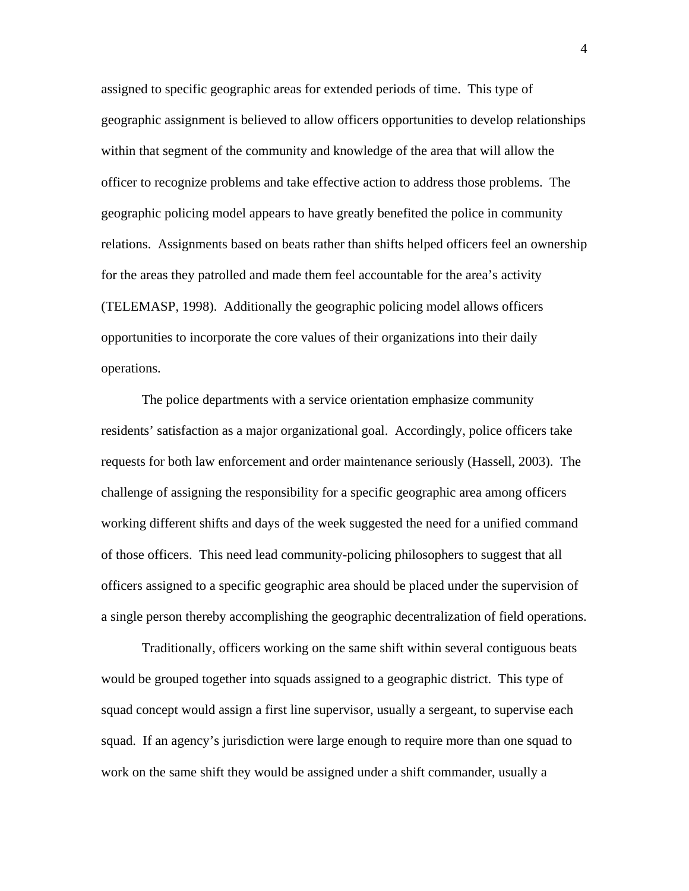assigned to specific geographic areas for extended periods of time. This type of geographic assignment is believed to allow officers opportunities to develop relationships within that segment of the community and knowledge of the area that will allow the officer to recognize problems and take effective action to address those problems. The geographic policing model appears to have greatly benefited the police in community relations. Assignments based on beats rather than shifts helped officers feel an ownership for the areas they patrolled and made them feel accountable for the area's activity (TELEMASP, 1998). Additionally the geographic policing model allows officers opportunities to incorporate the core values of their organizations into their daily operations.

The police departments with a service orientation emphasize community residents' satisfaction as a major organizational goal. Accordingly, police officers take requests for both law enforcement and order maintenance seriously (Hassell, 2003). The challenge of assigning the responsibility for a specific geographic area among officers working different shifts and days of the week suggested the need for a unified command of those officers. This need lead community-policing philosophers to suggest that all officers assigned to a specific geographic area should be placed under the supervision of a single person thereby accomplishing the geographic decentralization of field operations.

Traditionally, officers working on the same shift within several contiguous beats would be grouped together into squads assigned to a geographic district. This type of squad concept would assign a first line supervisor, usually a sergeant, to supervise each squad. If an agency's jurisdiction were large enough to require more than one squad to work on the same shift they would be assigned under a shift commander, usually a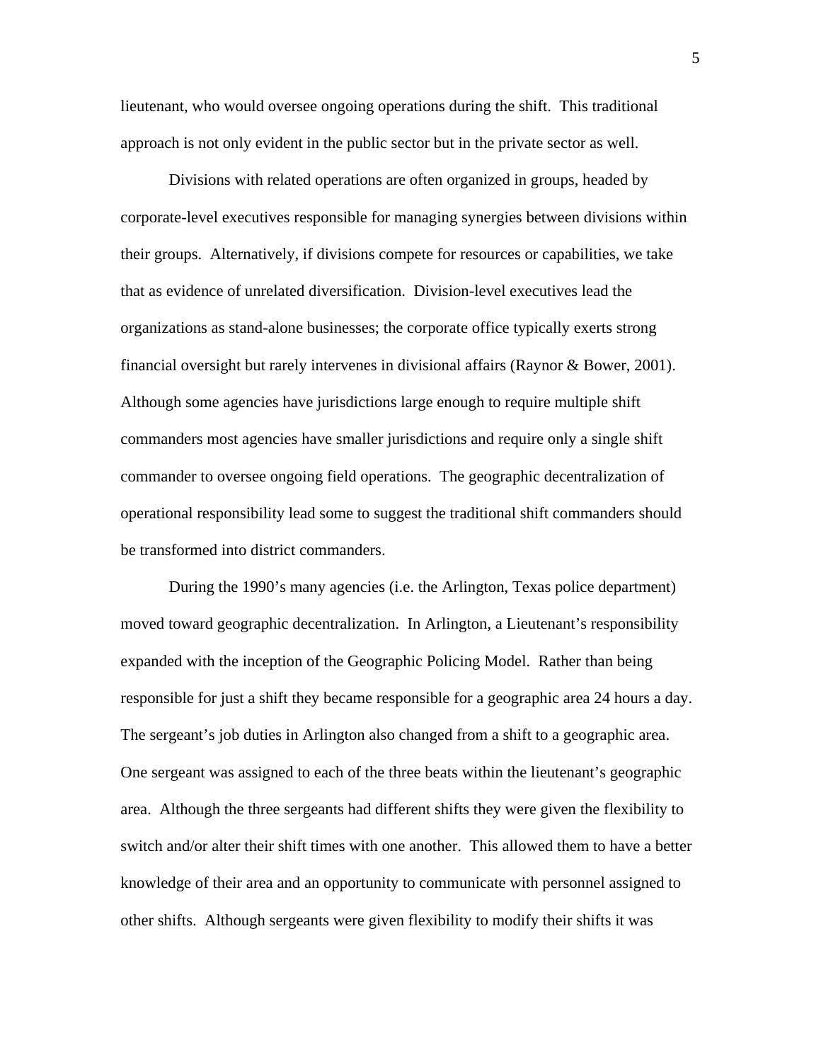lieutenant, who would oversee ongoing operations during the shift. This traditional approach is not only evident in the public sector but in the private sector as well.

Divisions with related operations are often organized in groups, headed by corporate-level executives responsible for managing synergies between divisions within their groups. Alternatively, if divisions compete for resources or capabilities, we take that as evidence of unrelated diversification. Division-level executives lead the organizations as stand-alone businesses; the corporate office typically exerts strong financial oversight but rarely intervenes in divisional affairs (Raynor & Bower, 2001). Although some agencies have jurisdictions large enough to require multiple shift commanders most agencies have smaller jurisdictions and require only a single shift commander to oversee ongoing field operations. The geographic decentralization of operational responsibility lead some to suggest the traditional shift commanders should be transformed into district commanders.

During the 1990's many agencies (i.e. the Arlington, Texas police department) moved toward geographic decentralization. In Arlington, a Lieutenant's responsibility expanded with the inception of the Geographic Policing Model. Rather than being responsible for just a shift they became responsible for a geographic area 24 hours a day. The sergeant's job duties in Arlington also changed from a shift to a geographic area. One sergeant was assigned to each of the three beats within the lieutenant's geographic area. Although the three sergeants had different shifts they were given the flexibility to switch and/or alter their shift times with one another. This allowed them to have a better knowledge of their area and an opportunity to communicate with personnel assigned to other shifts. Although sergeants were given flexibility to modify their shifts it was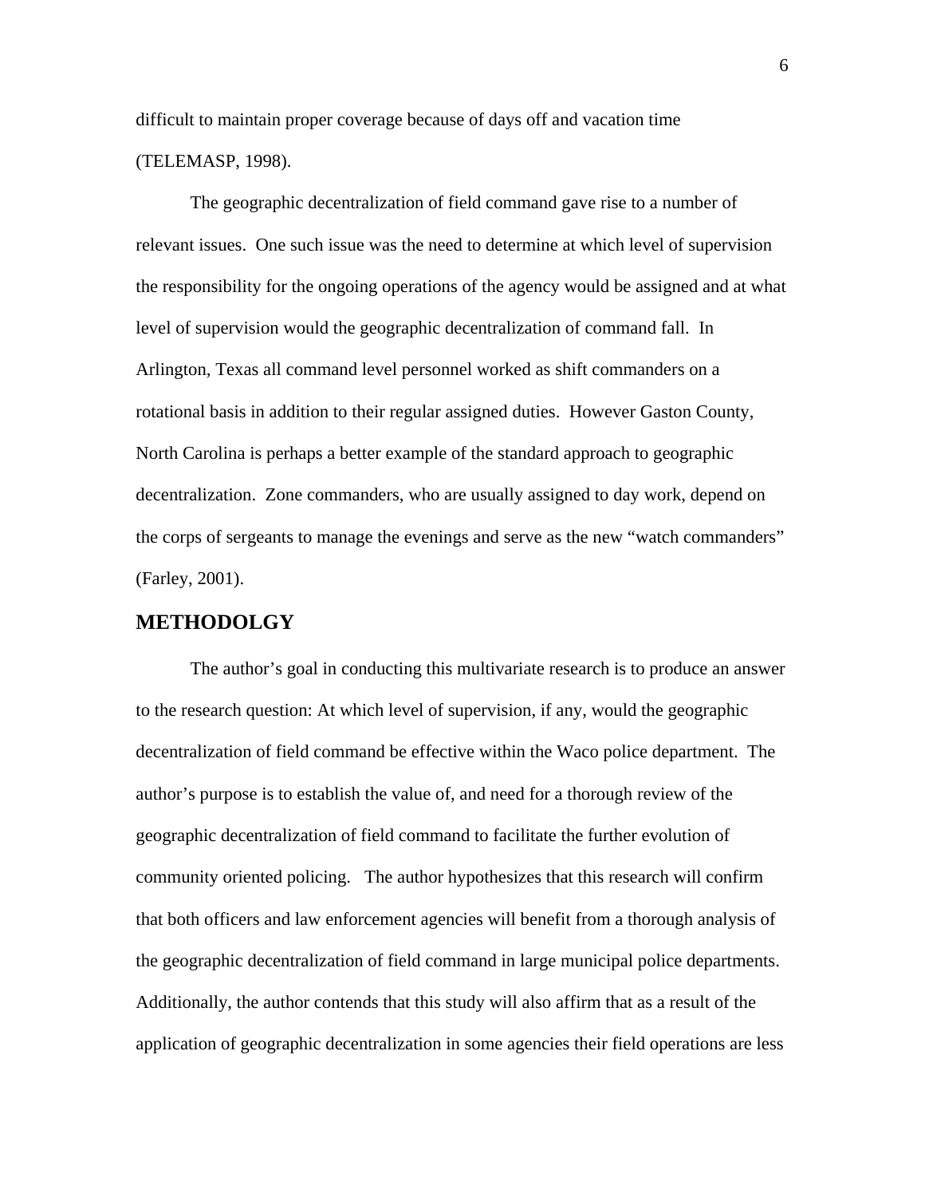difficult to maintain proper coverage because of days off and vacation time (TELEMASP, 1998).

The geographic decentralization of field command gave rise to a number of relevant issues. One such issue was the need to determine at which level of supervision the responsibility for the ongoing operations of the agency would be assigned and at what level of supervision would the geographic decentralization of command fall. In Arlington, Texas all command level personnel worked as shift commanders on a rotational basis in addition to their regular assigned duties. However Gaston County, North Carolina is perhaps a better example of the standard approach to geographic decentralization. Zone commanders, who are usually assigned to day work, depend on the corps of sergeants to manage the evenings and serve as the new "watch commanders" (Farley, 2001).

## METHODOLGY

The author's goal in conducting this multivariate research is to produce an answer to the research question: At which level of supervision, if any, would the geographic decentralization of field command be effective within the Waco police department. The author's purpose is to establish the value of, and need for a thorough review of the geographic decentralization of field command to facilitate the further evolution of community oriented policing. The author hypothesizes that this research will confirm that both officers and law enforcement agencies will benefit from a thorough analysis of the geographic decentralization of field command in large municipal police departments. Additionally, the author contends that this study will also affirm that as a result of the application of geographic decentralization in some agencies their field operations are less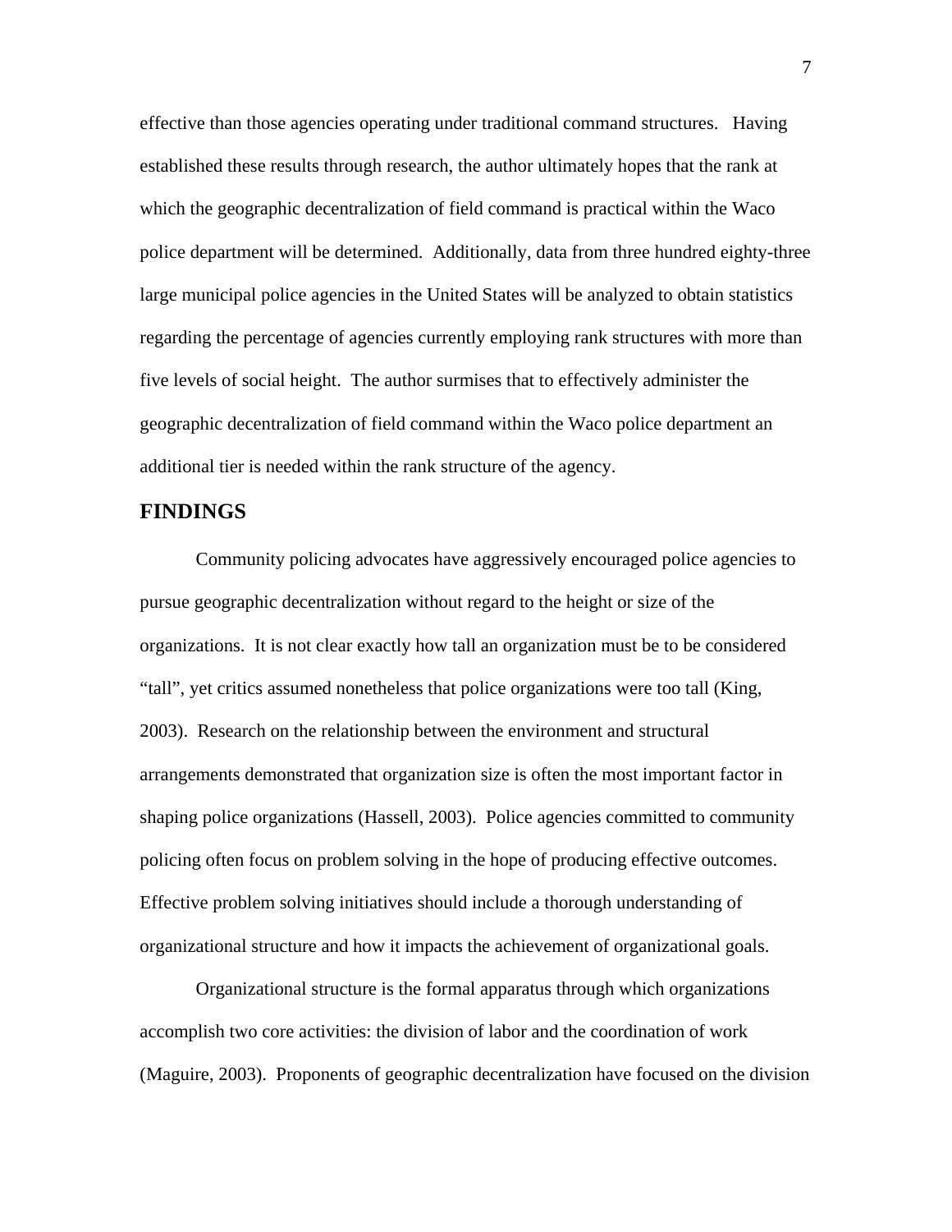effective than those agencies operating under traditional command structures. Having established these results through research, the author ultimately hopes that the rank at which the geographic decentralization of field command is practical within the Waco police department will be determined. Additionally, data from three hundred eighty-three large municipal police agencies in the United States will be analyzed to obtain statistics regarding the percentage of agencies currently employing rank structures with more than five levels of social height. The author surmises that to effectively administer the geographic decentralization of field command within the Waco police department an additional tier is needed within the rank structure of the agency.

## FINDINGS

Community policing advocates have aggressively encouraged police agencies to pursue geographic decentralization without regard to the height or size of the organizations. It is not clear exactly how tall an organization must be to be considered "tall", yet critics assumed nonetheless that police organizations were too tall (King, 2003). Research on the relationship between the environment and structural arrangements demonstrated that organization size is often the most important factor in shaping police organizations (Hassell, 2003). Police agencies committed to community policing often focus on problem solving in the hope of producing effective outcomes. Effective problem solving initiatives should include a thorough understanding of organizational structure and how it impacts the achievement of organizational goals.

Organizational structure is the formal apparatus through which organizations accomplish two core activities: the division of labor and the coordination of work (Maguire, 2003). Proponents of geographic decentralization have focused on the division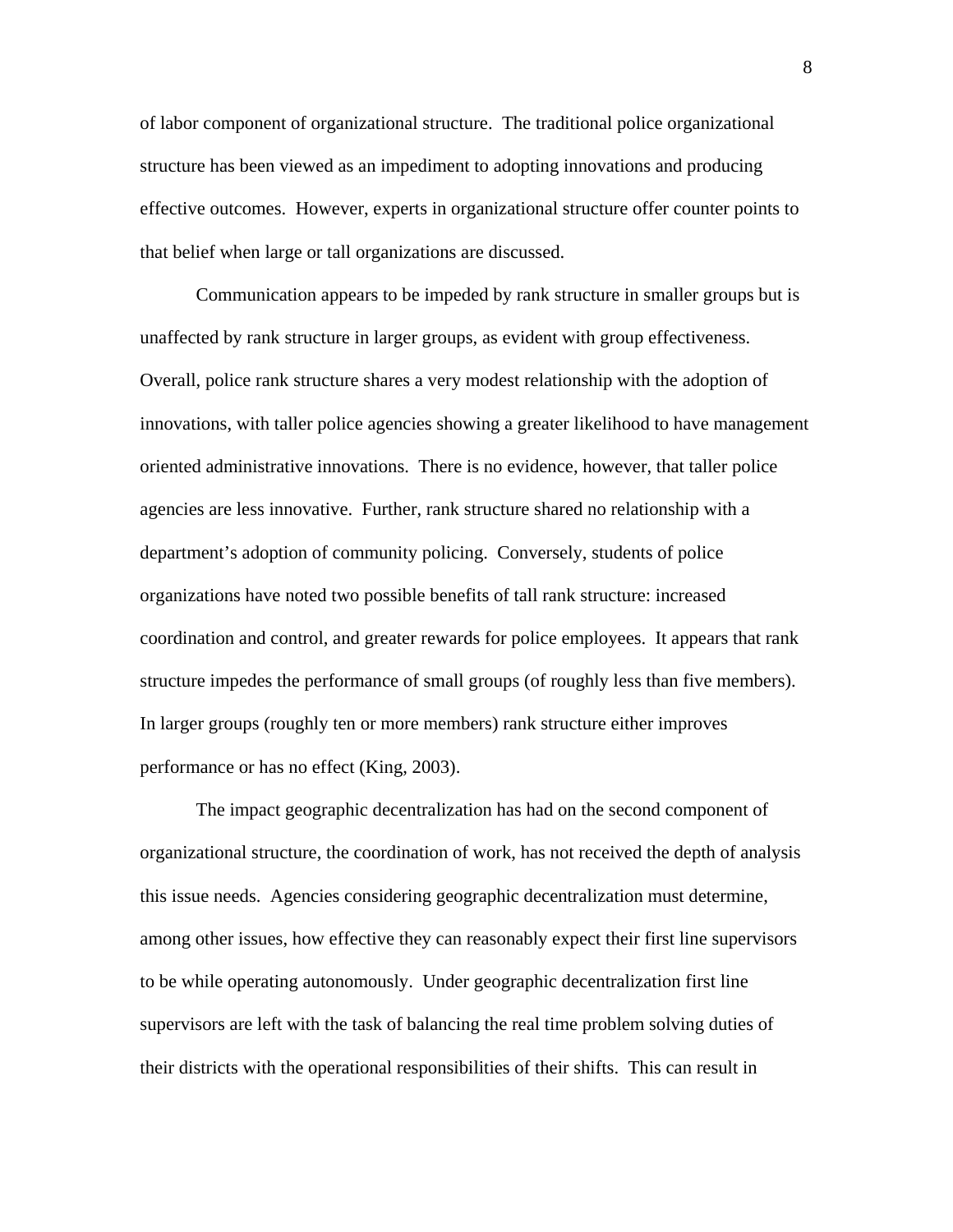of labor component of organizational structure. The traditional police organizational structure has been viewed as an impediment to adopting innovations and producing effective outcomes. However, experts in organizational structure offer counter points to that belief when large or tall organizations are discussed.

Communication appears to be impeded by rank structure in smaller groups but is unaffected by rank structure in larger groups, as evident with group effectiveness. Overall, police rank structure shares a very modest relationship with the adoption of innovations, with taller police agencies showing a greater likelihood to have management oriented administrative innovations. There is no evidence, however, that taller police agencies are less innovative. Further, rank structure shared no relationship with a department's adoption of community policing. Conversely, students of police organizations have noted two possible benefits of tall rank structure: increased coordination and control, and greater rewards for police employees. It appears that rank structure impedes the performance of small groups (of roughly less than five members). In larger groups (roughly ten or more members) rank structure either improves performance or has no effect (King, 2003).

The impact geographic decentralization has had on the second component of organizational structure, the coordination of work, has not received the depth of analysis this issue needs. Agencies considering geographic decentralization must determine, among other issues, how effective they can reasonably expect their first line supervisors to be while operating autonomously. Under geographic decentralization first line supervisors are left with the task of balancing the real time problem solving duties of their districts with the operational responsibilities of their shifts. This can result in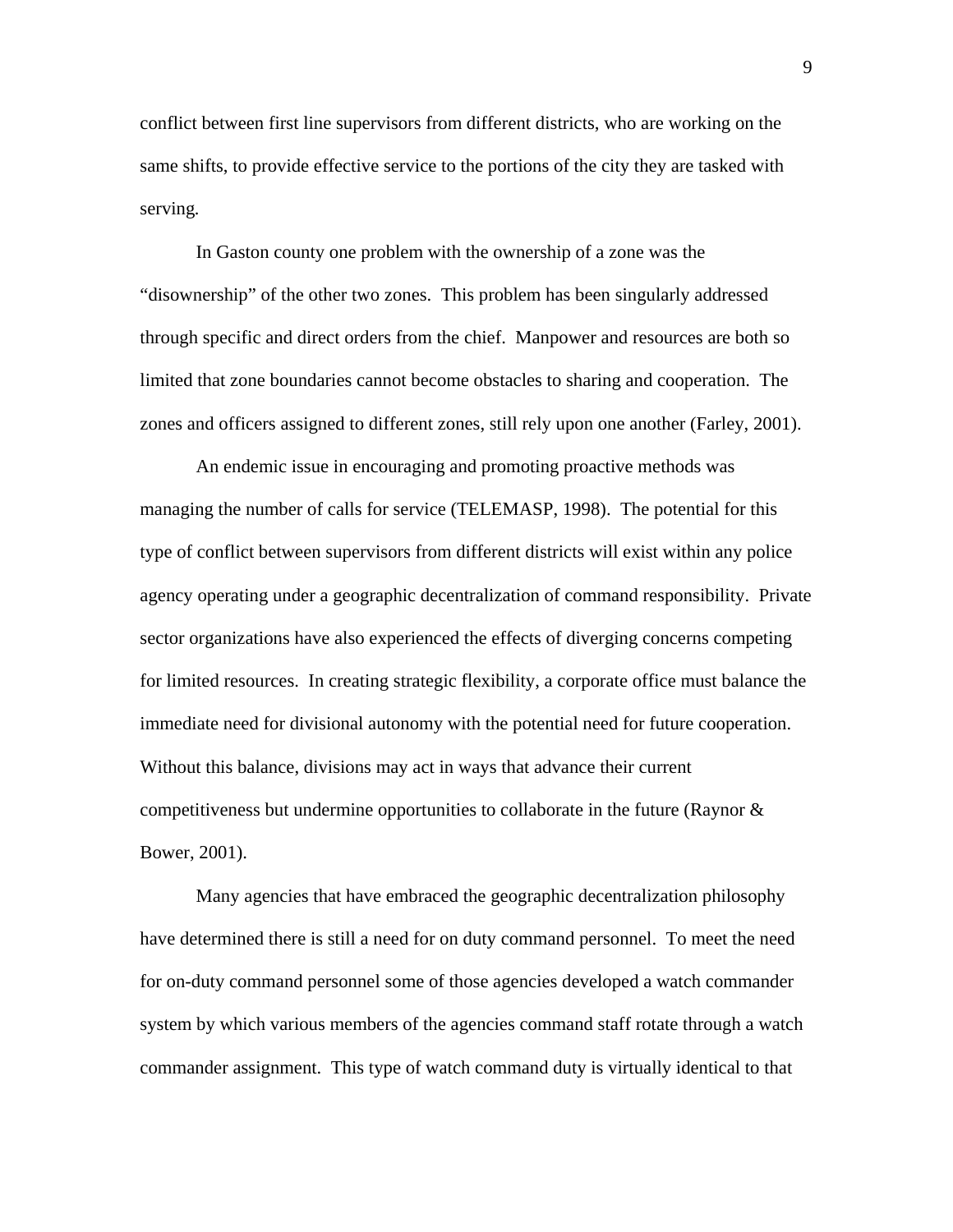conflict between first line supervisors from different districts, who are working on the same shifts, to provide effective service to the portions of the city they are tasked with serving.

In Gaston county one problem with the ownership of a zone was the “disownership” of the other two zones. This problem has been singularly addressed through specific and direct orders from the chief. Manpower and resources are both so limited that zone boundaries cannot become obstacles to sharing and cooperation. The zones and officers assigned to different zones, still rely upon one another (Farley, 2001).

An endemic issue in encouraging and promoting proactive methods was managing the number of calls for service (TELEMASP, 1998). The potential for this type of conflict between supervisors from different districts will exist within any police agency operating under a geographic decentralization of command responsibility. Private sector organizations have also experienced the effects of diverging concerns competing for limited resources. In creating strategic flexibility, a corporate office must balance the immediate need for divisional autonomy with the potential need for future cooperation. Without this balance, divisions may act in ways that advance their current competitiveness but undermine opportunities to collaborate in the future (Raynor & Bower, 2001).

Many agencies that have embraced the geographic decentralization philosophy have determined there is still a need for on duty command personnel. To meet the need for on-duty command personnel some of those agencies developed a watch commander system by which various members of the agencies command staff rotate through a watch commander assignment. This type of watch command duty is virtually identical to that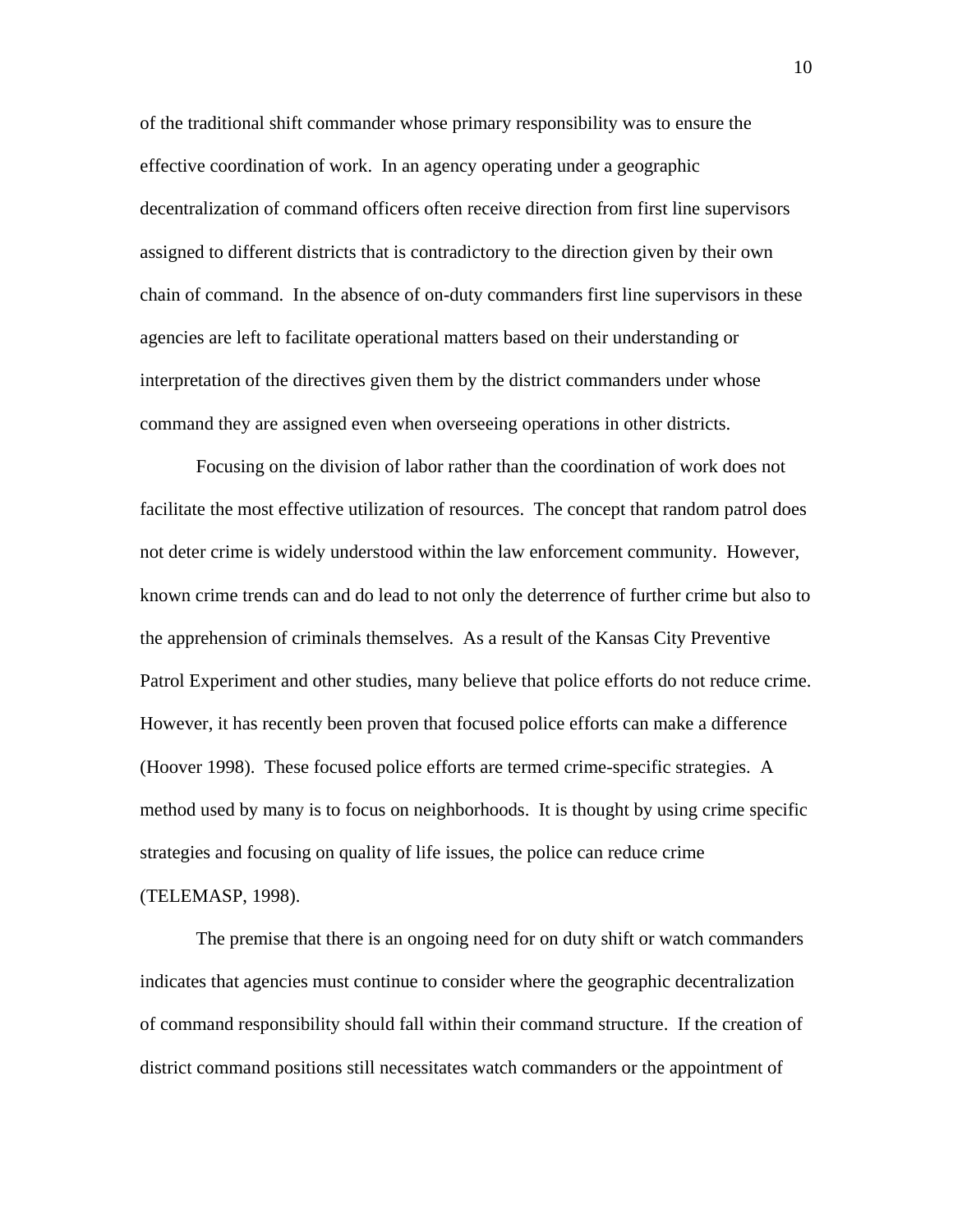of the traditional shift commander whose primary responsibility was to ensure the effective coordination of work. In an agency operating under a geographic decentralization of command officers often receive direction from first line supervisors assigned to different districts that is contradictory to the direction given by their own chain of command. In the absence of on-duty commanders first line supervisors in these agencies are left to facilitate operational matters based on their understanding or interpretation of the directives given them by the district commanders under whose command they are assigned even when overseeing operations in other districts.

Focusing on the division of labor rather than the coordination of work does not facilitate the most effective utilization of resources. The concept that random patrol does not deter crime is widely understood within the law enforcement community. However, known crime trends can and do lead to not only the deterrence of further crime but also to the apprehension of criminals themselves. As a result of the Kansas City Preventive Patrol Experiment and other studies, many believe that police efforts do not reduce crime. However, it has recently been proven that focused police efforts can make a difference (Hoover 1998). These focused police efforts are termed crime-specific strategies. A method used by many is to focus on neighborhoods. It is thought by using crime specific strategies and focusing on quality of life issues, the police can reduce crime (TELEMASP, 1998).

The premise that there is an ongoing need for on duty shift or watch commanders indicates that agencies must continue to consider where the geographic decentralization of command responsibility should fall within their command structure. If the creation of district command positions still necessitates watch commanders or the appointment of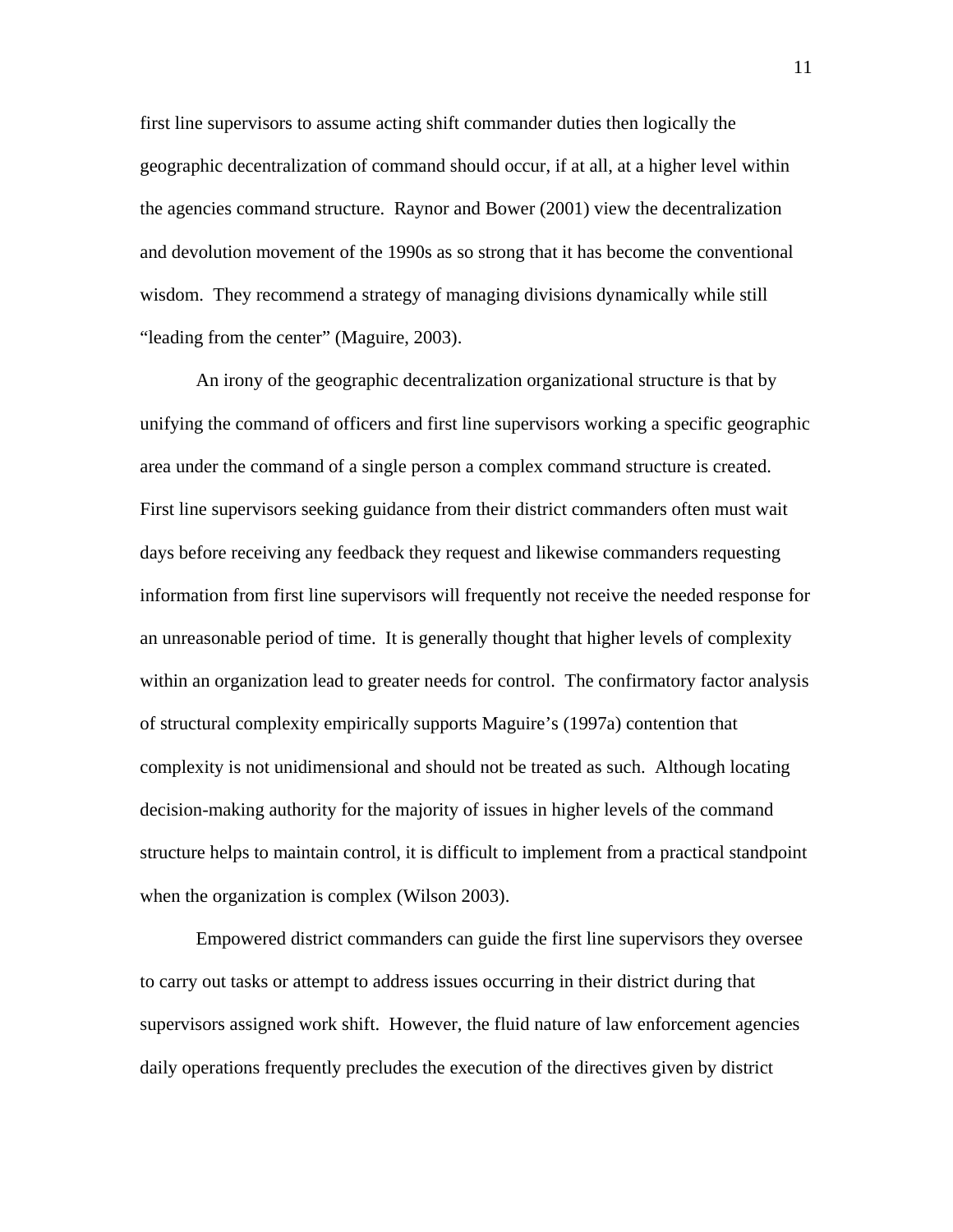first line supervisors to assume acting shift commander duties then logically the geographic decentralization of command should occur, if at all, at a higher level within the agencies command structure. Raynor and Bower (2001) view the decentralization and devolution movement of the 1990s as so strong that it has become the conventional wisdom. They recommend a strategy of managing divisions dynamically while still "leading from the center" (Maguire, 2003).

An irony of the geographic decentralization organizational structure is that by unifying the command of officers and first line supervisors working a specific geographic area under the command of a single person a complex command structure is created. First line supervisors seeking guidance from their district commanders often must wait days before receiving any feedback they request and likewise commanders requesting information from first line supervisors will frequently not receive the needed response for an unreasonable period of time. It is generally thought that higher levels of complexity within an organization lead to greater needs for control. The confirmatory factor analysis of structural complexity empirically supports Maguire's (1997a) contention that complexity is not unidimensional and should not be treated as such. Although locating decision-making authority for the majority of issues in higher levels of the command structure helps to maintain control, it is difficult to implement from a practical standpoint when the organization is complex (Wilson 2003).

Empowered district commanders can guide the first line supervisors they oversee to carry out tasks or attempt to address issues occurring in their district during that supervisors assigned work shift. However, the fluid nature of law enforcement agencies daily operations frequently precludes the execution of the directives given by district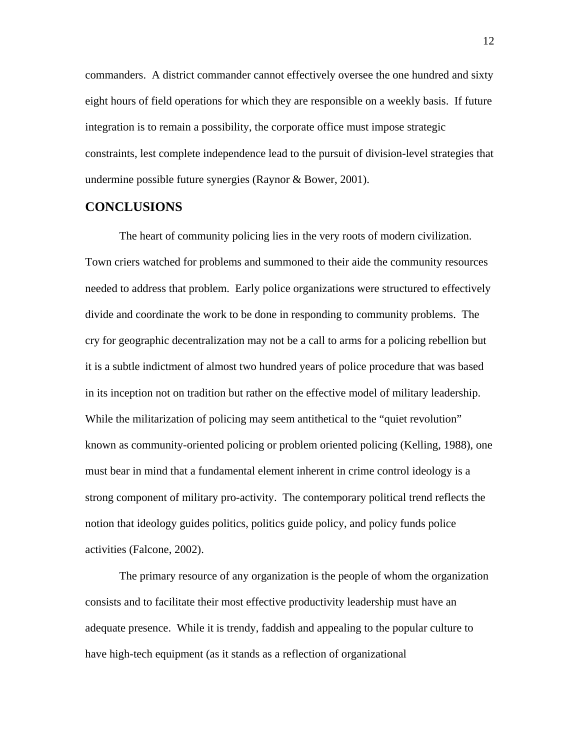commanders. A district commander cannot effectively oversee the one hundred and sixty eight hours of field operations for which they are responsible on a weekly basis. If future integration is to remain a possibility, the corporate office must impose strategic constraints, lest complete independence lead to the pursuit of division-level strategies that undermine possible future synergies (Raynor & Bower, 2001).

## CONCLUSIONS

The heart of community policing lies in the very roots of modern civilization. Town criers watched for problems and summoned to their aide the community resources needed to address that problem. Early police organizations were structured to effectively divide and coordinate the work to be done in responding to community problems. The cry for geographic decentralization may not be a call to arms for a policing rebellion but it is a subtle indictment of almost two hundred years of police procedure that was based in its inception not on tradition but rather on the effective model of military leadership. While the militarization of policing may seem antithetical to the "quiet revolution" known as community-oriented policing or problem oriented policing (Kelling, 1988), one must bear in mind that a fundamental element inherent in crime control ideology is a strong component of military pro-activity. The contemporary political trend reflects the notion that ideology guides politics, politics guide policy, and policy funds police activities (Falcone, 2002).

The primary resource of any organization is the people of whom the organization consists and to facilitate their most effective productivity leadership must have an adequate presence. While it is trendy, faddish and appealing to the popular culture to have high-tech equipment (as it stands as a reflection of organizational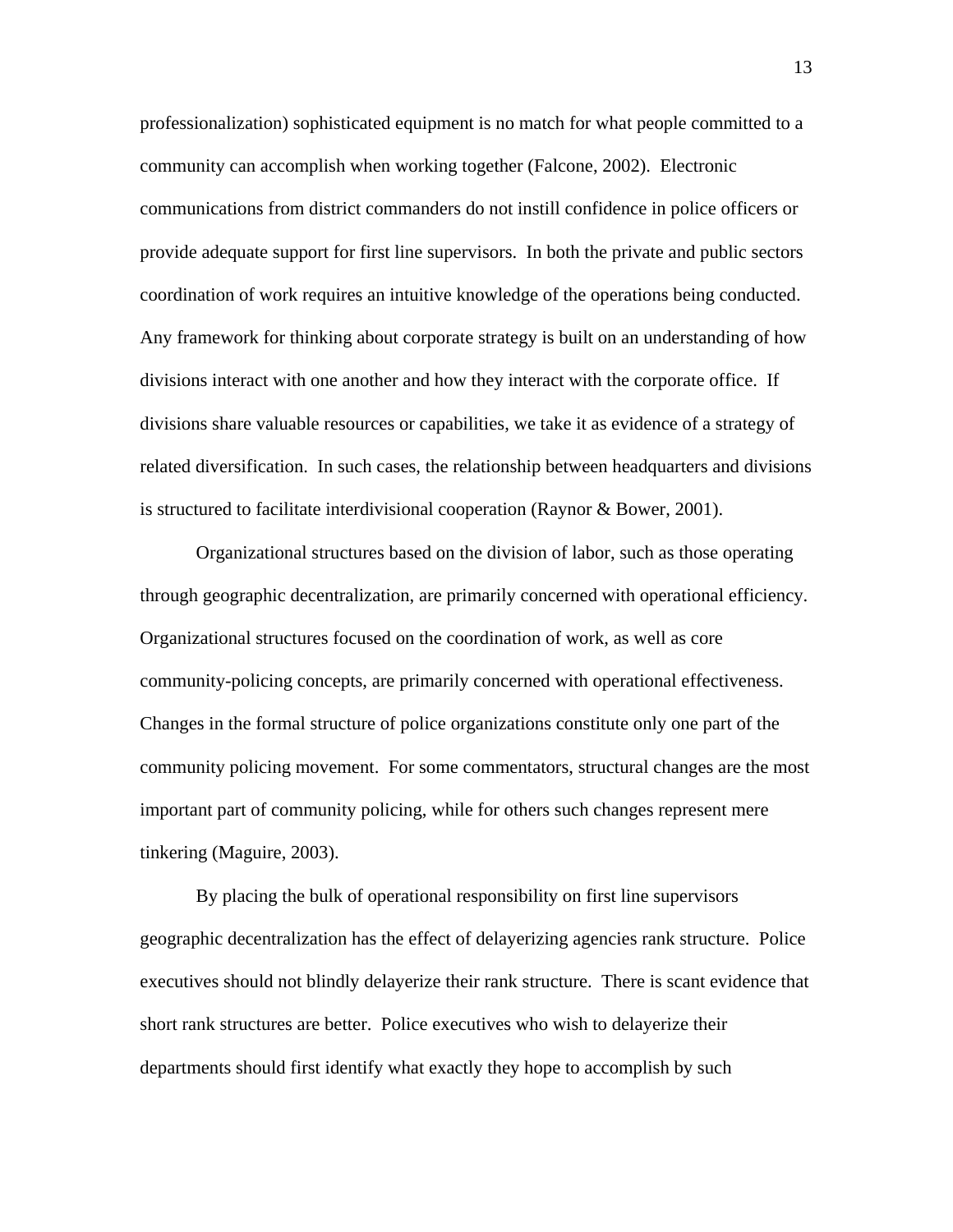professionalization) sophisticated equipment is no match for what people committed to a community can accomplish when working together (Falcone, 2002). Electronic communications from district commanders do not instill confidence in police officers or provide adequate support for first line supervisors. In both the private and public sectors coordination of work requires an intuitive knowledge of the operations being conducted. Any framework for thinking about corporate strategy is built on an understanding of how divisions interact with one another and how they interact with the corporate office. If divisions share valuable resources or capabilities, we take it as evidence of a strategy of related diversification. In such cases, the relationship between headquarters and divisions is structured to facilitate interdivisional cooperation (Raynor & Bower, 2001).

Organizational structures based on the division of labor, such as those operating through geographic decentralization, are primarily concerned with operational efficiency. Organizational structures focused on the coordination of work, as well as core community-policing concepts, are primarily concerned with operational effectiveness. Changes in the formal structure of police organizations constitute only one part of the community policing movement. For some commentators, structural changes are the most important part of community policing, while for others such changes represent mere tinkering (Maguire, 2003).

By placing the bulk of operational responsibility on first line supervisors geographic decentralization has the effect of delayerizing agencies rank structure. Police executives should not blindly delayerize their rank structure. There is scant evidence that short rank structures are better. Police executives who wish to delayerize their departments should first identify what exactly they hope to accomplish by such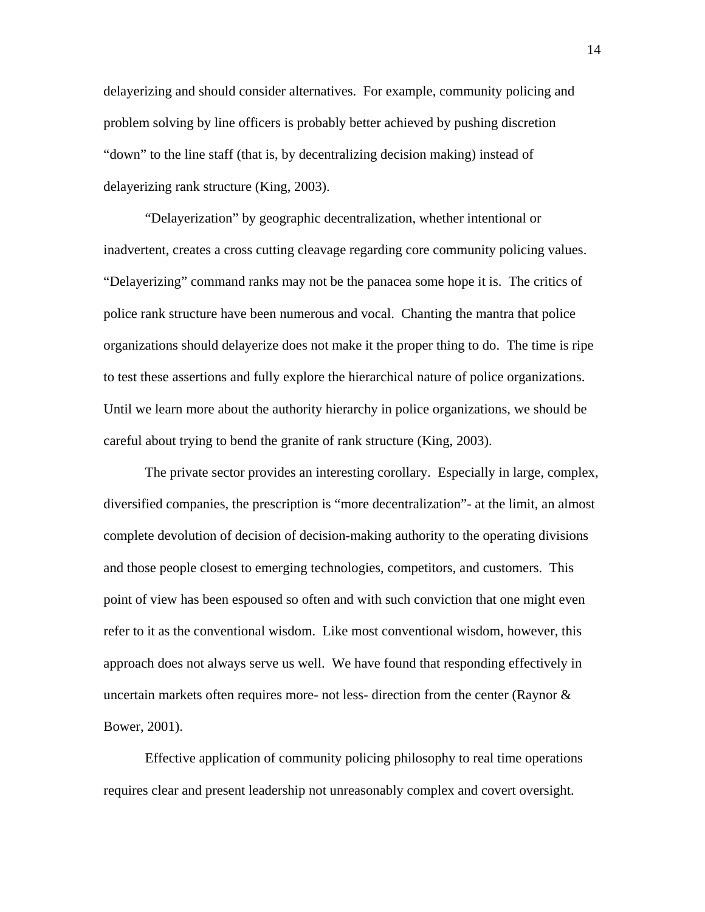delayerizing and should consider alternatives. For example, community policing and problem solving by line officers is probably better achieved by pushing discretion "down" to the line staff (that is, by decentralizing decision making) instead of delayerizing rank structure (King, 2003).

"Delayerization" by geographic decentralization, whether intentional or inadvertent, creates a cross cutting cleavage regarding core community policing values. "Delayerizing" command ranks may not be the panacea some hope it is. The critics of police rank structure have been numerous and vocal. Chanting the mantra that police organizations should delayerize does not make it the proper thing to do. The time is ripe to test these assertions and fully explore the hierarchical nature of police organizations. Until we learn more about the authority hierarchy in police organizations, we should be careful about trying to bend the granite of rank structure (King, 2003).

The private sector provides an interesting corollary. Especially in large, complex, diversified companies, the prescription is "more decentralization"- at the limit, an almost complete devolution of decision of decision-making authority to the operating divisions and those people closest to emerging technologies, competitors, and customers. This point of view has been espoused so often and with such conviction that one might even refer to it as the conventional wisdom. Like most conventional wisdom, however, this approach does not always serve us well. We have found that responding effectively in uncertain markets often requires more- not less- direction from the center (Raynor & Bower, 2001).

Effective application of community policing philosophy to real time operations requires clear and present leadership not unreasonably complex and covert oversight.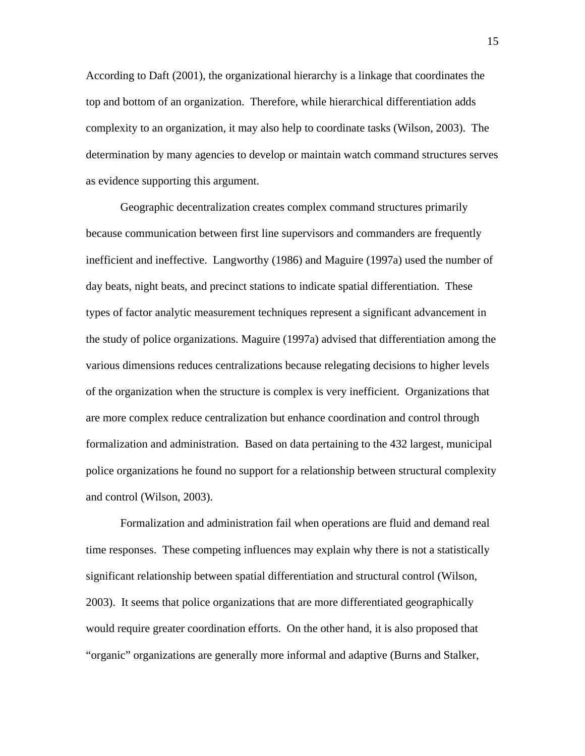According to Daft (2001), the organizational hierarchy is a linkage that coordinates the top and bottom of an organization. Therefore, while hierarchical differentiation adds complexity to an organization, it may also help to coordinate tasks (Wilson, 2003). The determination by many agencies to develop or maintain watch command structures serves as evidence supporting this argument.

Geographic decentralization creates complex command structures primarily because communication between first line supervisors and commanders are frequently inefficient and ineffective. Langworthy (1986) and Maguire (1997a) used the number of day beats, night beats, and precinct stations to indicate spatial differentiation. These types of factor analytic measurement techniques represent a significant advancement in the study of police organizations. Maguire (1997a) advised that differentiation among the various dimensions reduces centralizations because relegating decisions to higher levels of the organization when the structure is complex is very inefficient. Organizations that are more complex reduce centralization but enhance coordination and control through formalization and administration. Based on data pertaining to the 432 largest, municipal police organizations he found no support for a relationship between structural complexity and control (Wilson, 2003).

Formalization and administration fail when operations are fluid and demand real time responses. These competing influences may explain why there is not a statistically significant relationship between spatial differentiation and structural control (Wilson, 2003). It seems that police organizations that are more differentiated geographically would require greater coordination efforts. On the other hand, it is also proposed that "organic" organizations are generally more informal and adaptive (Burns and Stalker,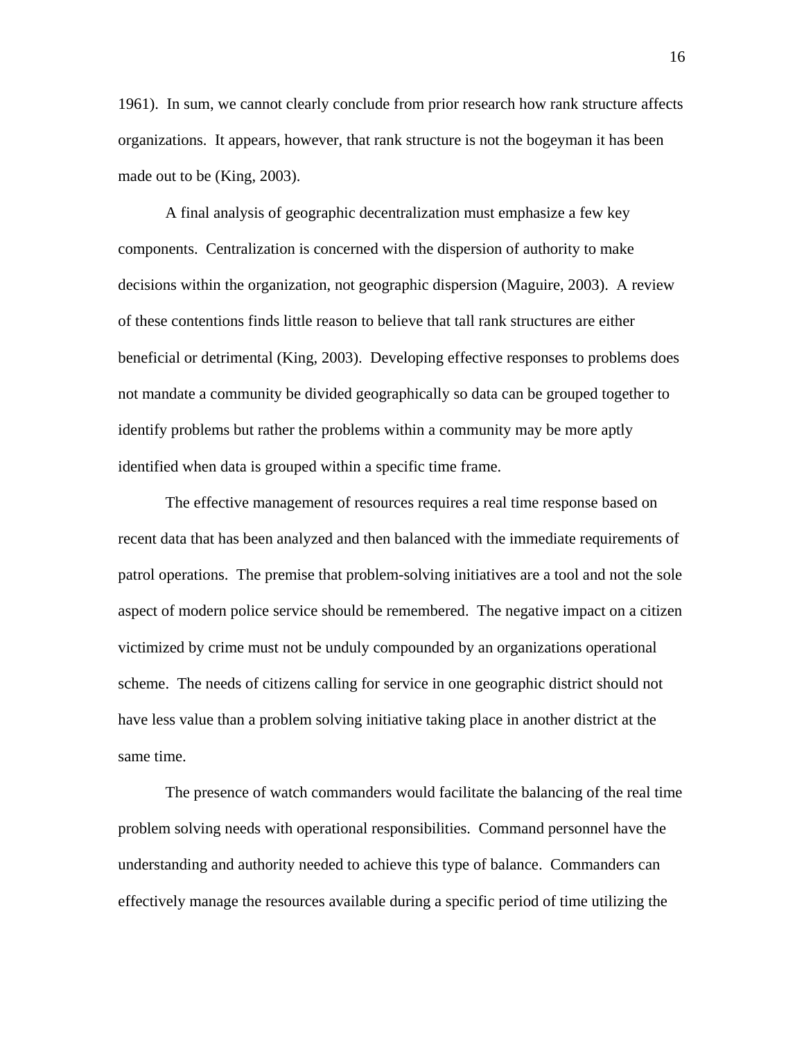1961). In sum, we cannot clearly conclude from prior research how rank structure affects organizations. It appears, however, that rank structure is not the bogeyman it has been made out to be (King, 2003).

A final analysis of geographic decentralization must emphasize a few key components. Centralization is concerned with the dispersion of authority to make decisions within the organization, not geographic dispersion (Maguire, 2003). A review of these contentions finds little reason to believe that tall rank structures are either beneficial or detrimental (King, 2003). Developing effective responses to problems does not mandate a community be divided geographically so data can be grouped together to identify problems but rather the problems within a community may be more aptly identified when data is grouped within a specific time frame.

The effective management of resources requires a real time response based on recent data that has been analyzed and then balanced with the immediate requirements of patrol operations. The premise that problem-solving initiatives are a tool and not the sole aspect of modern police service should be remembered. The negative impact on a citizen victimized by crime must not be unduly compounded by an organizations operational scheme. The needs of citizens calling for service in one geographic district should not have less value than a problem solving initiative taking place in another district at the same time.

The presence of watch commanders would facilitate the balancing of the real time problem solving needs with operational responsibilities. Command personnel have the understanding and authority needed to achieve this type of balance. Commanders can effectively manage the resources available during a specific period of time utilizing the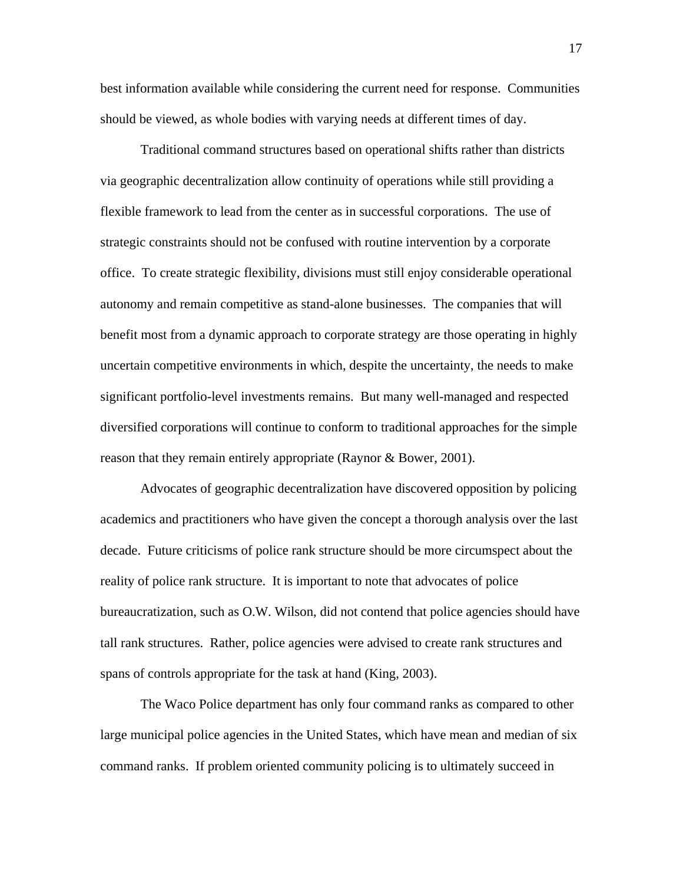best information available while considering the current need for response. Communities should be viewed, as whole bodies with varying needs at different times of day.

Traditional command structures based on operational shifts rather than districts via geographic decentralization allow continuity of operations while still providing a flexible framework to lead from the center as in successful corporations. The use of strategic constraints should not be confused with routine intervention by a corporate office. To create strategic flexibility, divisions must still enjoy considerable operational autonomy and remain competitive as stand-alone businesses. The companies that will benefit most from a dynamic approach to corporate strategy are those operating in highly uncertain competitive environments in which, despite the uncertainty, the needs to make significant portfolio-level investments remains. But many well-managed and respected diversified corporations will continue to conform to traditional approaches for the simple reason that they remain entirely appropriate (Raynor & Bower, 2001).

Advocates of geographic decentralization have discovered opposition by policing academics and practitioners who have given the concept a thorough analysis over the last decade. Future criticisms of police rank structure should be more circumspect about the reality of police rank structure. It is important to note that advocates of police bureaucratization, such as O.W. Wilson, did not contend that police agencies should have tall rank structures. Rather, police agencies were advised to create rank structures and spans of controls appropriate for the task at hand (King, 2003).

The Waco Police department has only four command ranks as compared to other large municipal police agencies in the United States, which have mean and median of six command ranks. If problem oriented community policing is to ultimately succeed in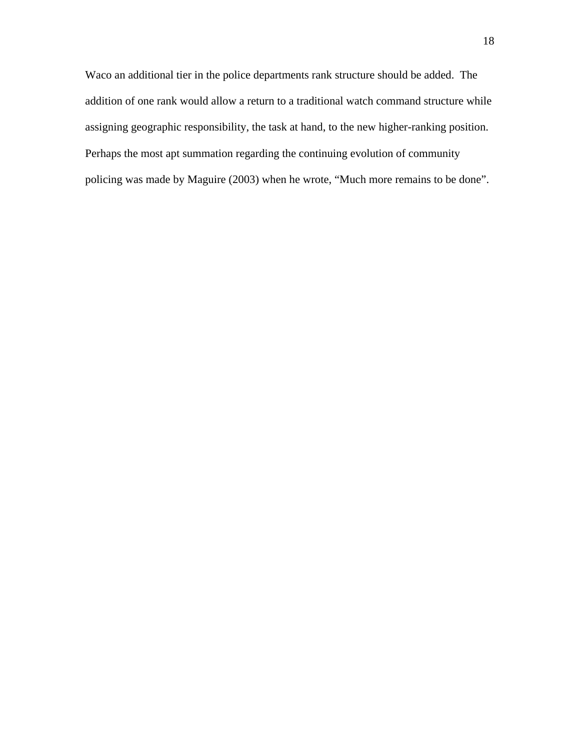Waco an additional tier in the police departments rank structure should be added.  The addition of one rank would allow a return to a traditional watch command structure while assigning geographic responsibility, the task at hand, to the new higher-ranking position. Perhaps the most apt summation regarding the continuing evolution of community policing was made by Maguire (2003) when he wrote, “Much more remains to be done”.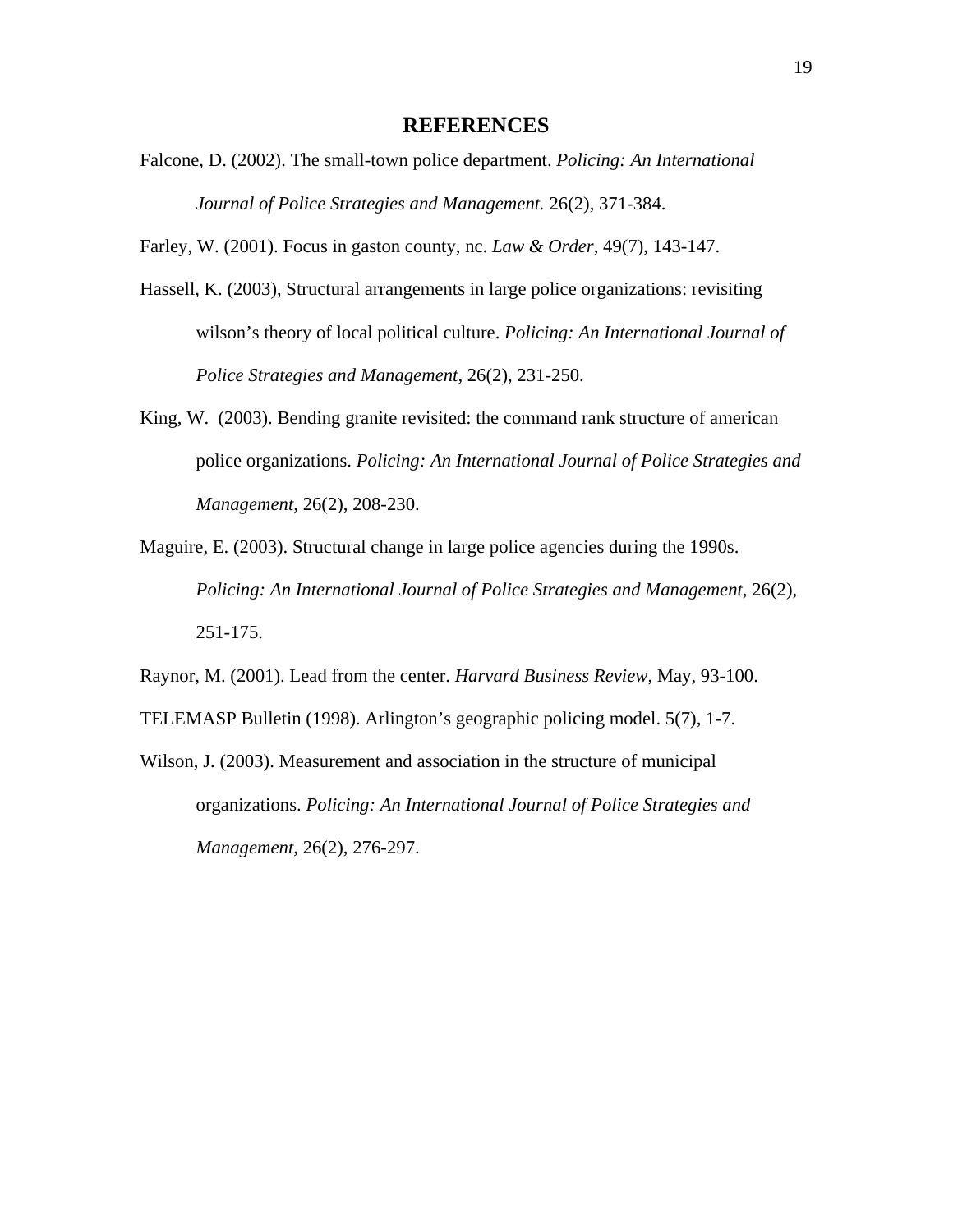# REFERENCES

Falcone, D. (2002). The small-town police department. *Policing: An International Journal of Police Strategies and Management.* 26(2), 371-384.

Farley, W. (2001). Focus in gaston county, nc. *Law & Order*, 49(7), 143-147.

Hassell, K. (2003), Structural arrangements in large police organizations: revisiting wilson's theory of local political culture. *Policing: An International Journal of Police Strategies and Management*, 26(2), 231-250.

King, W. (2003). Bending granite revisited: the command rank structure of american police organizations. *Policing: An International Journal of Police Strategies and Management,* 26(2), 208-230.

Maguire, E. (2003). Structural change in large police agencies during the 1990s. *Policing: An International Journal of Police Strategies and Management*, 26(2), 251-175.

Raynor, M. (2001). Lead from the center. *Harvard Business Review*, May, 93-100.

TELEMASP Bulletin (1998). Arlington's geographic policing model. 5(7), 1-7.

Wilson, J. (2003). Measurement and association in the structure of municipal organizations. *Policing: An International Journal of Police Strategies and Management*, 26(2), 276-297.